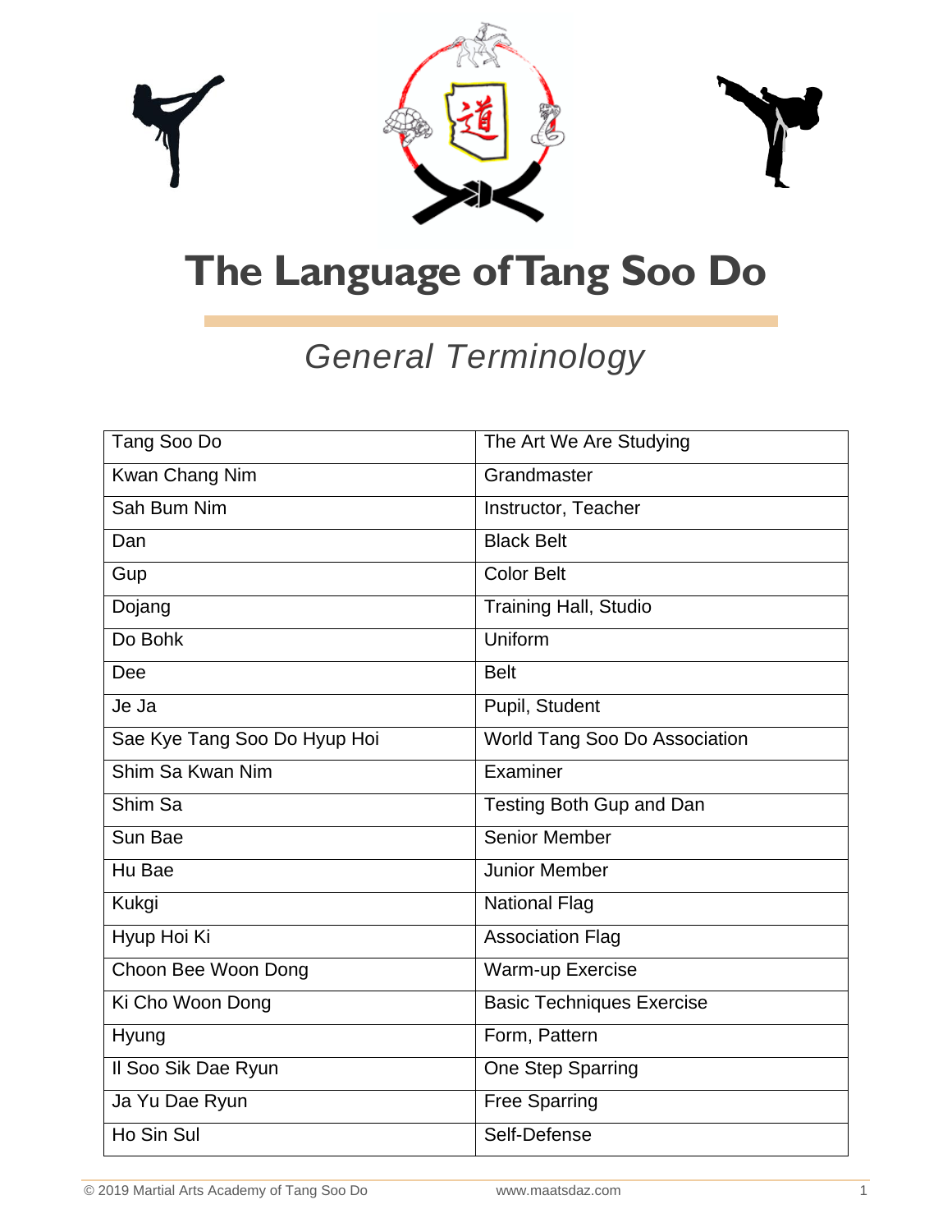# The Language of Tang Soo Do

## *General Terminology*

| Tang Soo Do | The Art We Are Studying |
|---|---|
| Kwan Chang Nim | Grandmaster |
| Sah Bum Nim | Instructor, Teacher |
| Dan | Black Belt |
| Gup | Color Belt |
| Dojang | Training Hall, Studio |
| Do Bohk | Uniform |
| Dee | Belt |
| Je Ja | Pupil, Student |
| Sae Kye Tang Soo Do Hyup Hoi | World Tang Soo Do Association |
| Shim Sa Kwan Nim | Examiner |
| Shim Sa | Testing Both Gup and Dan |
| Sun Bae | Senior Member |
| Hu Bae | Junior Member |
| Kukgi | National Flag |
| Hyup Hoi Ki | Association Flag |
| Choon Bee Woon Dong | Warm-up Exercise |
| Ki Cho Woon Dong | Basic Techniques Exercise |
| Hyung | Form, Pattern |
| Il Soo Sik Dae Ryun | One Step Sparring |
| Ja Yu Dae Ryun | Free Sparring |
| Ho Sin Sul | Self-Defense |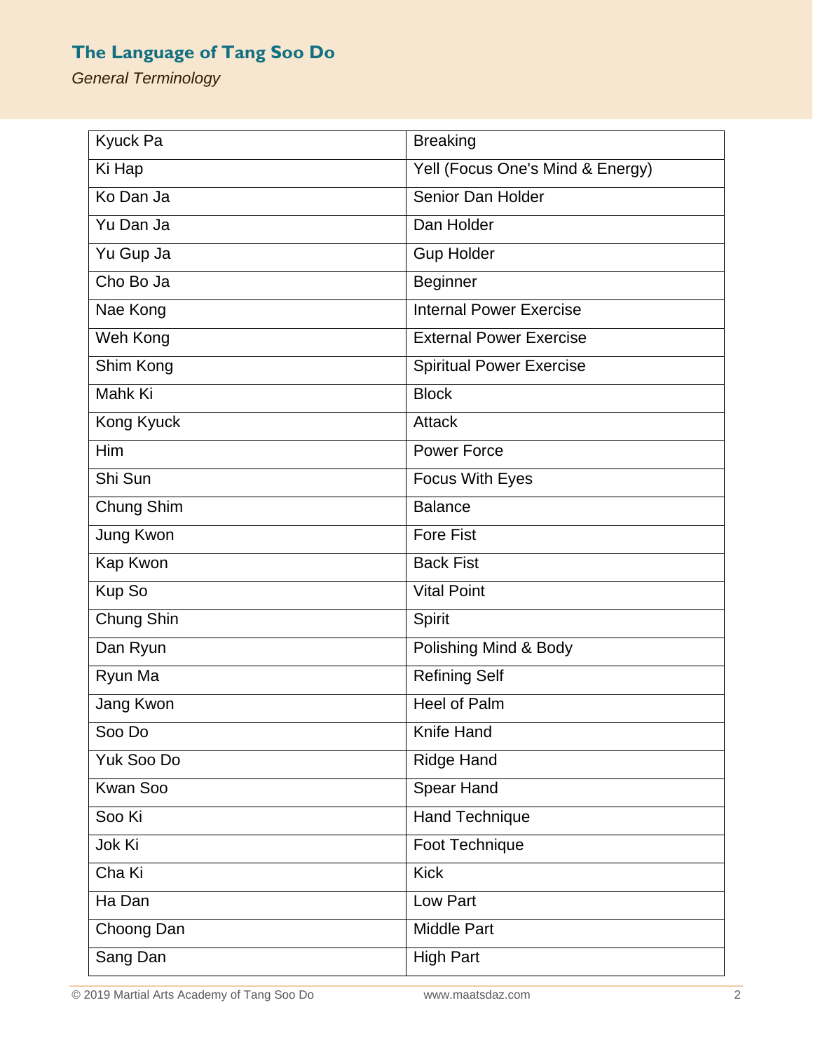## The Language of Tang Soo Do

*General Terminology*

| Kyuck Pa | Breaking |
|---|---|
| Ki Hap | Yell (Focus One's Mind & Energy) |
| Ko Dan Ja | Senior Dan Holder |
| Yu Dan Ja | Dan Holder |
| Yu Gup Ja | Gup Holder |
| Cho Bo Ja | Beginner |
| Nae Kong | Internal Power Exercise |
| Weh Kong | External Power Exercise |
| Shim Kong | Spiritual Power Exercise |
| Mahk Ki | Block |
| Kong Kyuck | Attack |
| Him | Power Force |
| Shi Sun | Focus With Eyes |
| Chung Shim | Balance |
| Jung Kwon | Fore Fist |
| Kap Kwon | Back Fist |
| Kup So | Vital Point |
| Chung Shin | Spirit |
| Dan Ryun | Polishing Mind & Body |
| Ryun Ma | Refining Self |
| Jang Kwon | Heel of Palm |
| Soo Do | Knife Hand |
| Yuk Soo Do | Ridge Hand |
| Kwan Soo | Spear Hand |
| Soo Ki | Hand Technique |
| Jok Ki | Foot Technique |
| Cha Ki | Kick |
| Ha Dan | Low Part |
| Choong Dan | Middle Part |
| Sang Dan | High Part |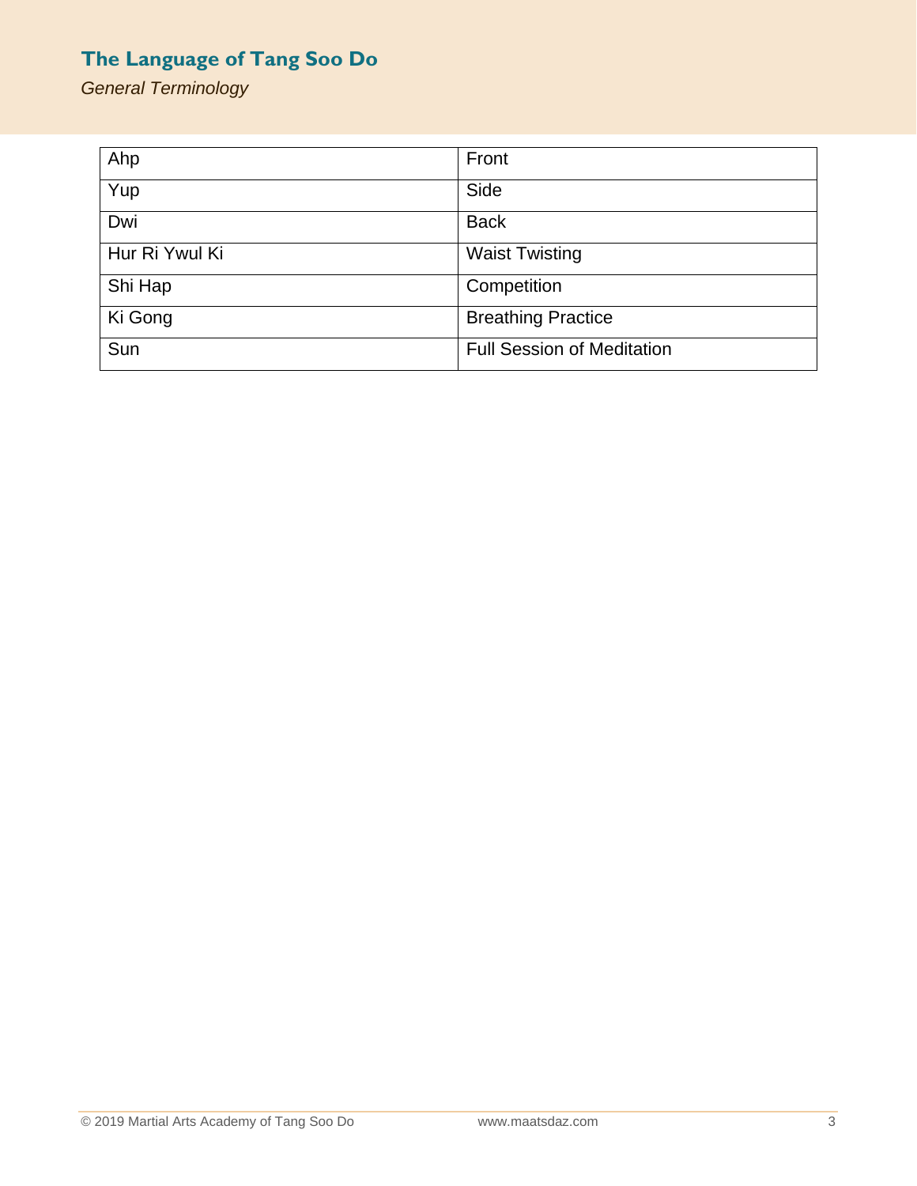## The Language of Tang Soo Do

*General Terminology*

| | |
|---|---|
| Ahp | Front |
| Yup | Side |
| Dwi | Back |
| Hur Ri Ywul Ki | Waist Twisting |
| Shi Hap | Competition |
| Ki Gong | Breathing Practice |
| Sun | Full Session of Meditation |